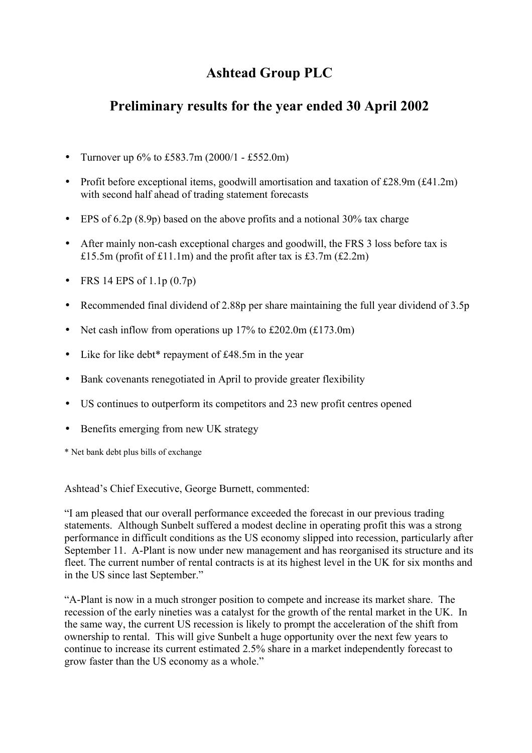# Ashtead Group PLC

## Preliminary results for the year ended 30 April 2002

- Turnover up 6% to £583.7m (2000/1 - £552.0m)
- Profit before exceptional items, goodwill amortisation and taxation of £28.9m (£41.2m) with second half ahead of trading statement forecasts
- EPS of 6.2p (8.9p) based on the above profits and a notional 30% tax charge
- After mainly non-cash exceptional charges and goodwill, the FRS 3 loss before tax is £15.5m (profit of £11.1m) and the profit after tax is £3.7m (£2.2m)
- FRS 14 EPS of 1.1p (0.7p)
- Recommended final dividend of 2.88p per share maintaining the full year dividend of 3.5p
- Net cash inflow from operations up 17% to £202.0m (£173.0m)
- Like for like debt* repayment of £48.5m in the year
- Bank covenants renegotiated in April to provide greater flexibility
- US continues to outperform its competitors and 23 new profit centres opened
- Benefits emerging from new UK strategy

\* Net bank debt plus bills of exchange

Ashtead's Chief Executive, George Burnett, commented:

"I am pleased that our overall performance exceeded the forecast in our previous trading statements. Although Sunbelt suffered a modest decline in operating profit this was a strong performance in difficult conditions as the US economy slipped into recession, particularly after September 11. A-Plant is now under new management and has reorganised its structure and its fleet. The current number of rental contracts is at its highest level in the UK for six months and in the US since last September."

"A-Plant is now in a much stronger position to compete and increase its market share. The recession of the early nineties was a catalyst for the growth of the rental market in the UK. In the same way, the current US recession is likely to prompt the acceleration of the shift from ownership to rental. This will give Sunbelt a huge opportunity over the next few years to continue to increase its current estimated 2.5% share in a market independently forecast to grow faster than the US economy as a whole."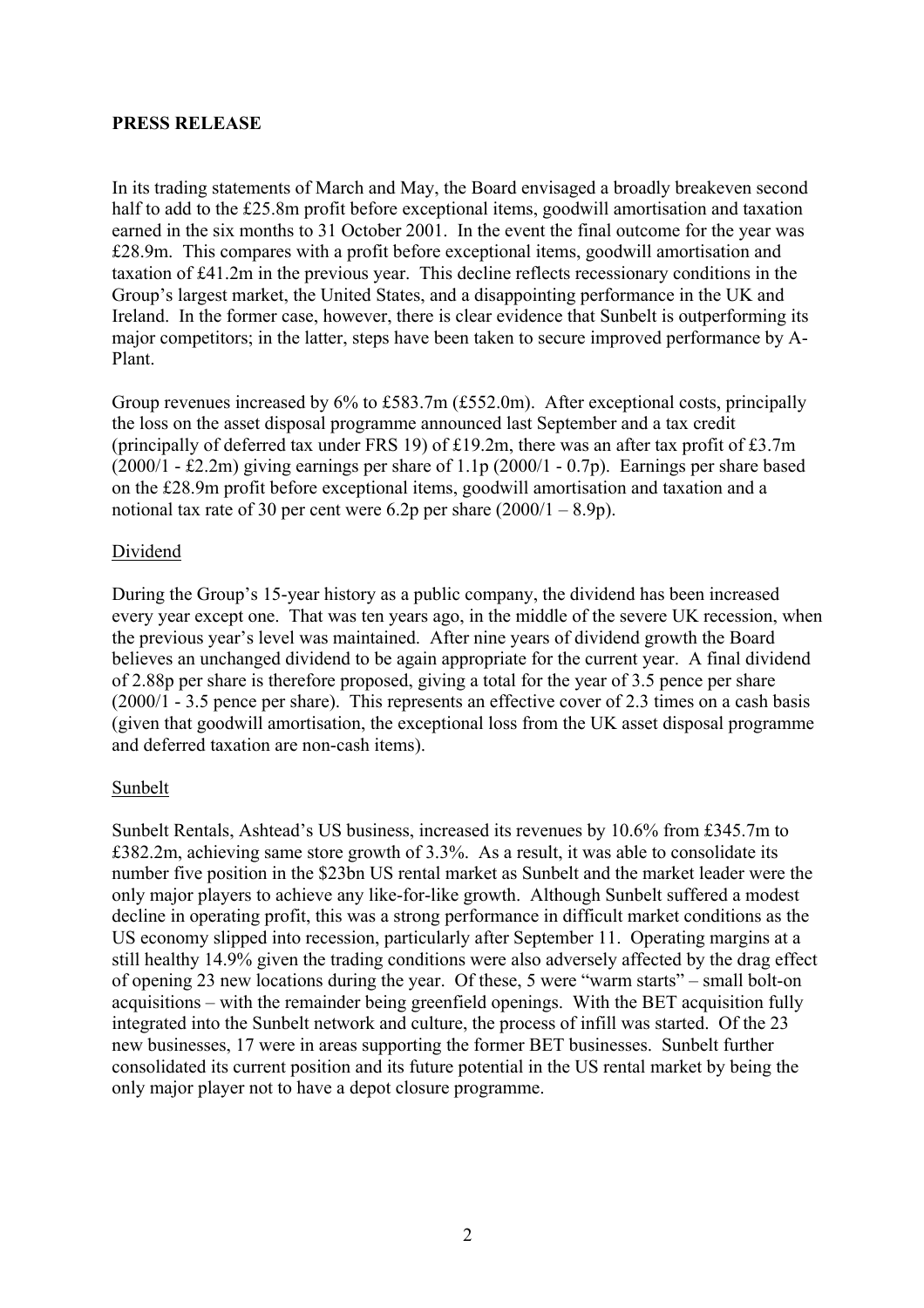**PRESS RELEASE**

In its trading statements of March and May, the Board envisaged a broadly breakeven second half to add to the £25.8m profit before exceptional items, goodwill amortisation and taxation earned in the six months to 31 October 2001. In the event the final outcome for the year was £28.9m. This compares with a profit before exceptional items, goodwill amortisation and taxation of £41.2m in the previous year. This decline reflects recessionary conditions in the Group's largest market, the United States, and a disappointing performance in the UK and Ireland. In the former case, however, there is clear evidence that Sunbelt is outperforming its major competitors; in the latter, steps have been taken to secure improved performance by A-Plant.

Group revenues increased by 6% to £583.7m (£552.0m). After exceptional costs, principally the loss on the asset disposal programme announced last September and a tax credit (principally of deferred tax under FRS 19) of £19.2m, there was an after tax profit of £3.7m (2000/1 - £2.2m) giving earnings per share of 1.1p (2000/1 - 0.7p). Earnings per share based on the £28.9m profit before exceptional items, goodwill amortisation and taxation and a notional tax rate of 30 per cent were 6.2p per share (2000/1 – 8.9p).

## Dividend

During the Group's 15-year history as a public company, the dividend has been increased every year except one. That was ten years ago, in the middle of the severe UK recession, when the previous year's level was maintained. After nine years of dividend growth the Board believes an unchanged dividend to be again appropriate for the current year. A final dividend of 2.88p per share is therefore proposed, giving a total for the year of 3.5 pence per share (2000/1 - 3.5 pence per share). This represents an effective cover of 2.3 times on a cash basis (given that goodwill amortisation, the exceptional loss from the UK asset disposal programme and deferred taxation are non-cash items).

## Sunbelt

Sunbelt Rentals, Ashtead's US business, increased its revenues by 10.6% from £345.7m to £382.2m, achieving same store growth of 3.3%. As a result, it was able to consolidate its number five position in the $23bn US rental market as Sunbelt and the market leader were the only major players to achieve any like-for-like growth. Although Sunbelt suffered a modest decline in operating profit, this was a strong performance in difficult market conditions as the US economy slipped into recession, particularly after September 11. Operating margins at a still healthy 14.9% given the trading conditions were also adversely affected by the drag effect of opening 23 new locations during the year. Of these, 5 were "warm starts" – small bolt-on acquisitions – with the remainder being greenfield openings. With the BET acquisition fully integrated into the Sunbelt network and culture, the process of infill was started. Of the 23 new businesses, 17 were in areas supporting the former BET businesses. Sunbelt further consolidated its current position and its future potential in the US rental market by being the only major player not to have a depot closure programme.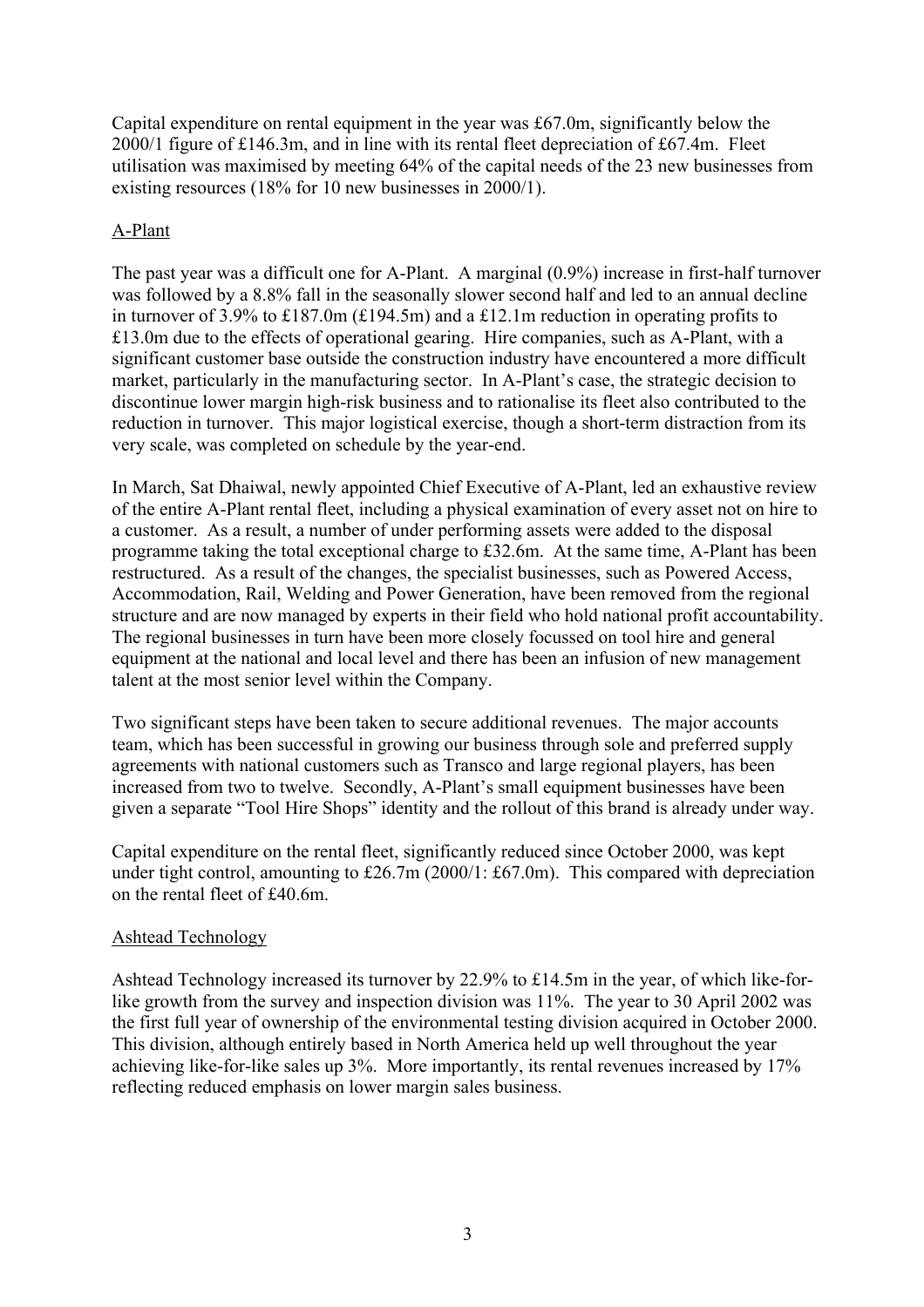Capital expenditure on rental equipment in the year was £67.0m, significantly below the 2000/1 figure of £146.3m, and in line with its rental fleet depreciation of £67.4m. Fleet utilisation was maximised by meeting 64% of the capital needs of the 23 new businesses from existing resources (18% for 10 new businesses in 2000/1).

## A-Plant

The past year was a difficult one for A-Plant. A marginal (0.9%) increase in first-half turnover was followed by a 8.8% fall in the seasonally slower second half and led to an annual decline in turnover of 3.9% to £187.0m (£194.5m) and a £12.1m reduction in operating profits to £13.0m due to the effects of operational gearing. Hire companies, such as A-Plant, with a significant customer base outside the construction industry have encountered a more difficult market, particularly in the manufacturing sector. In A-Plant's case, the strategic decision to discontinue lower margin high-risk business and to rationalise its fleet also contributed to the reduction in turnover. This major logistical exercise, though a short-term distraction from its very scale, was completed on schedule by the year-end.

In March, Sat Dhaiwal, newly appointed Chief Executive of A-Plant, led an exhaustive review of the entire A-Plant rental fleet, including a physical examination of every asset not on hire to a customer. As a result, a number of under performing assets were added to the disposal programme taking the total exceptional charge to £32.6m. At the same time, A-Plant has been restructured. As a result of the changes, the specialist businesses, such as Powered Access, Accommodation, Rail, Welding and Power Generation, have been removed from the regional structure and are now managed by experts in their field who hold national profit accountability. The regional businesses in turn have been more closely focussed on tool hire and general equipment at the national and local level and there has been an infusion of new management talent at the most senior level within the Company.

Two significant steps have been taken to secure additional revenues. The major accounts team, which has been successful in growing our business through sole and preferred supply agreements with national customers such as Transco and large regional players, has been increased from two to twelve. Secondly, A-Plant's small equipment businesses have been given a separate "Tool Hire Shops" identity and the rollout of this brand is already under way.

Capital expenditure on the rental fleet, significantly reduced since October 2000, was kept under tight control, amounting to £26.7m (2000/1: £67.0m). This compared with depreciation on the rental fleet of £40.6m.

## Ashtead Technology

Ashtead Technology increased its turnover by 22.9% to £14.5m in the year, of which like-for-like growth from the survey and inspection division was 11%. The year to 30 April 2002 was the first full year of ownership of the environmental testing division acquired in October 2000. This division, although entirely based in North America held up well throughout the year achieving like-for-like sales up 3%. More importantly, its rental revenues increased by 17% reflecting reduced emphasis on lower margin sales business.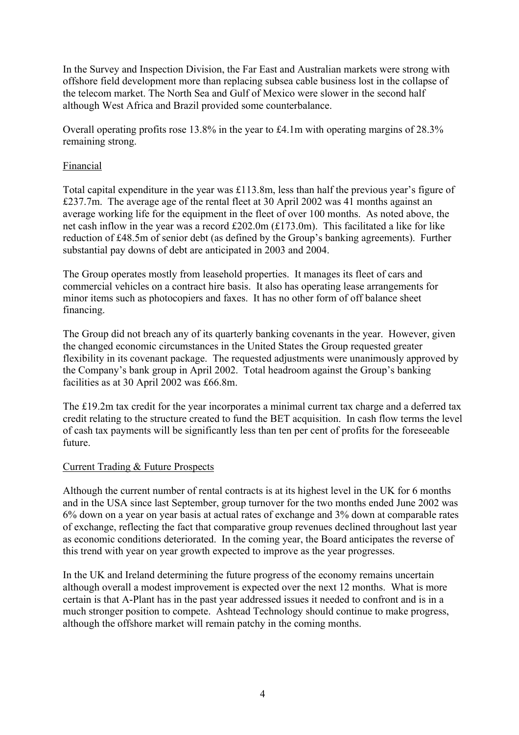In the Survey and Inspection Division, the Far East and Australian markets were strong with offshore field development more than replacing subsea cable business lost in the collapse of the telecom market. The North Sea and Gulf of Mexico were slower in the second half although West Africa and Brazil provided some counterbalance.

Overall operating profits rose 13.8% in the year to £4.1m with operating margins of 28.3% remaining strong.

## Financial

Total capital expenditure in the year was £113.8m, less than half the previous year's figure of £237.7m. The average age of the rental fleet at 30 April 2002 was 41 months against an average working life for the equipment in the fleet of over 100 months. As noted above, the net cash inflow in the year was a record £202.0m (£173.0m). This facilitated a like for like reduction of £48.5m of senior debt (as defined by the Group's banking agreements). Further substantial pay downs of debt are anticipated in 2003 and 2004.

The Group operates mostly from leasehold properties. It manages its fleet of cars and commercial vehicles on a contract hire basis. It also has operating lease arrangements for minor items such as photocopiers and faxes. It has no other form of off balance sheet financing.

The Group did not breach any of its quarterly banking covenants in the year. However, given the changed economic circumstances in the United States the Group requested greater flexibility in its covenant package. The requested adjustments were unanimously approved by the Company's bank group in April 2002. Total headroom against the Group's banking facilities as at 30 April 2002 was £66.8m.

The £19.2m tax credit for the year incorporates a minimal current tax charge and a deferred tax credit relating to the structure created to fund the BET acquisition. In cash flow terms the level of cash tax payments will be significantly less than ten per cent of profits for the foreseeable future.

## Current Trading & Future Prospects

Although the current number of rental contracts is at its highest level in the UK for 6 months and in the USA since last September, group turnover for the two months ended June 2002 was 6% down on a year on year basis at actual rates of exchange and 3% down at comparable rates of exchange, reflecting the fact that comparative group revenues declined throughout last year as economic conditions deteriorated. In the coming year, the Board anticipates the reverse of this trend with year on year growth expected to improve as the year progresses.

In the UK and Ireland determining the future progress of the economy remains uncertain although overall a modest improvement is expected over the next 12 months. What is more certain is that A-Plant has in the past year addressed issues it needed to confront and is in a much stronger position to compete. Ashtead Technology should continue to make progress, although the offshore market will remain patchy in the coming months.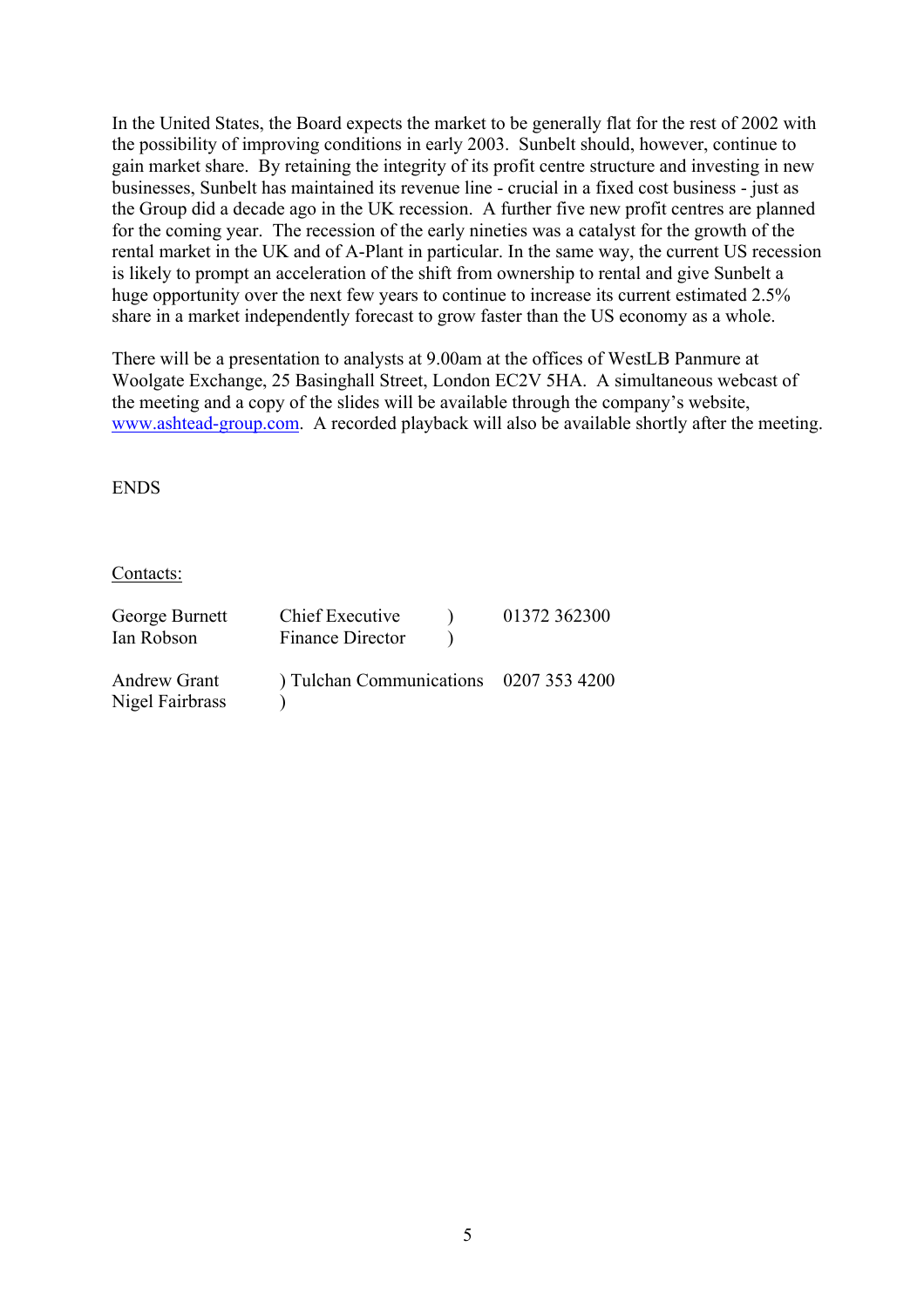In the United States, the Board expects the market to be generally flat for the rest of 2002 with the possibility of improving conditions in early 2003. Sunbelt should, however, continue to gain market share. By retaining the integrity of its profit centre structure and investing in new businesses, Sunbelt has maintained its revenue line - crucial in a fixed cost business - just as the Group did a decade ago in the UK recession. A further five new profit centres are planned for the coming year. The recession of the early nineties was a catalyst for the growth of the rental market in the UK and of A-Plant in particular. In the same way, the current US recession is likely to prompt an acceleration of the shift from ownership to rental and give Sunbelt a huge opportunity over the next few years to continue to increase its current estimated 2.5% share in a market independently forecast to grow faster than the US economy as a whole.

There will be a presentation to analysts at 9.00am at the offices of WestLB Panmure at Woolgate Exchange, 25 Basinghall Street, London EC2V 5HA. A simultaneous webcast of the meeting and a copy of the slides will be available through the company's website, www.ashtead-group.com. A recorded playback will also be available shortly after the meeting.

ENDS

Contacts:

| | | |
|---|---|---|
| George Burnett | Chief Executive ) | 01372 362300 |
| Ian Robson | Finance Director ) | |
| Andrew Grant | ) Tulchan Communications | 0207 353 4200 |
| Nigel Fairbrass | ) | |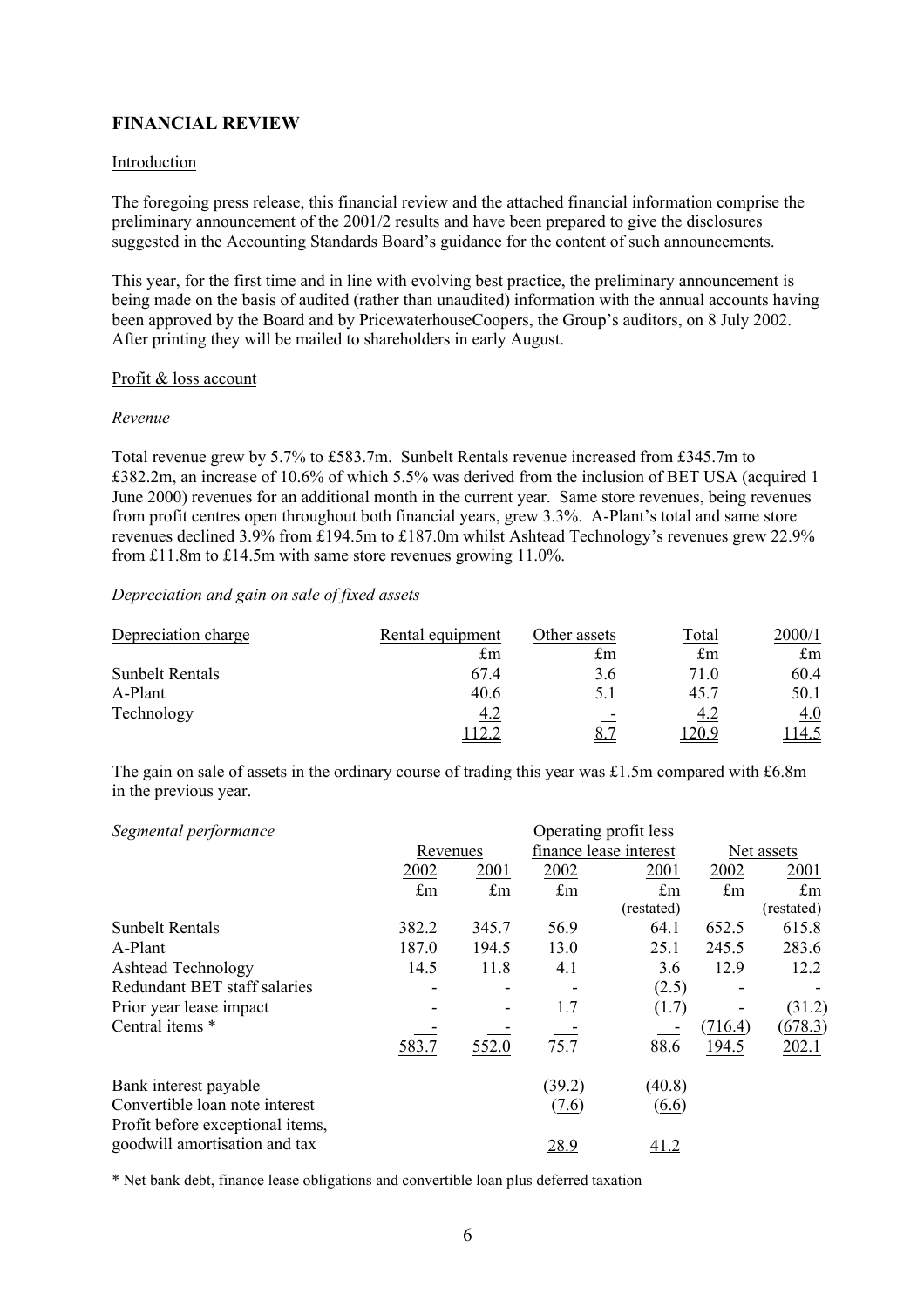## FINANCIAL REVIEW

Introduction

The foregoing press release, this financial review and the attached financial information comprise the preliminary announcement of the 2001/2 results and have been prepared to give the disclosures suggested in the Accounting Standards Board's guidance for the content of such announcements.

This year, for the first time and in line with evolving best practice, the preliminary announcement is being made on the basis of audited (rather than unaudited) information with the annual accounts having been approved by the Board and by PricewaterhouseCoopers, the Group's auditors, on 8 July 2002. After printing they will be mailed to shareholders in early August.

Profit & loss account

*Revenue*

Total revenue grew by 5.7% to £583.7m. Sunbelt Rentals revenue increased from £345.7m to £382.2m, an increase of 10.6% of which 5.5% was derived from the inclusion of BET USA (acquired 1 June 2000) revenues for an additional month in the current year. Same store revenues, being revenues from profit centres open throughout both financial years, grew 3.3%. A-Plant's total and same store revenues declined 3.9% from £194.5m to £187.0m whilst Ashtead Technology's revenues grew 22.9% from £11.8m to £14.5m with same store revenues growing 11.0%.

*Depreciation and gain on sale of fixed assets*

| Depreciation charge | Rental equipment | Other assets | Total | 2000/1 |
|---|---|---|---|---|
| | £m | £m | £m | £m |
| Sunbelt Rentals | 67.4 | 3.6 | 71.0 | 60.4 |
| A-Plant | 40.6 | 5.1 | 45.7 | 50.1 |
| Technology | 4.2 | - | 4.2 | 4.0 |
| | 112.2 | 8.7 | 120.9 | 114.5 |

The gain on sale of assets in the ordinary course of trading this year was £1.5m compared with £6.8m in the previous year.

| *Segmental performance* | Revenues | | Operating profit less finance lease interest | | Net assets | |
|---|---|---|---|---|---|---|
| | 2002 | 2001 | 2002 | 2001 | 2002 | 2001 |
| | £m | £m | £m | £m (restated) | £m | £m (restated) |
| Sunbelt Rentals | 382.2 | 345.7 | 56.9 | 64.1 | 652.5 | 615.8 |
| A-Plant | 187.0 | 194.5 | 13.0 | 25.1 | 245.5 | 283.6 |
| Ashtead Technology | 14.5 | 11.8 | 4.1 | 3.6 | 12.9 | 12.2 |
| Redundant BET staff salaries | - | - | - | (2.5) | - | - |
| Prior year lease impact | - | - | 1.7 | (1.7) | - | (31.2) |
| Central items * | - | - | - | - | (716.4) | (678.3) |
| | 583.7 | 552.0 | 75.7 | 88.6 | 194.5 | 202.1 |
| Bank interest payable | | | (39.2) | (40.8) | | |
| Convertible loan note interest | | | (7.6) | (6.6) | | |
| Profit before exceptional items, goodwill amortisation and tax | | | 28.9 | 41.2 | | |

\* Net bank debt, finance lease obligations and convertible loan plus deferred taxation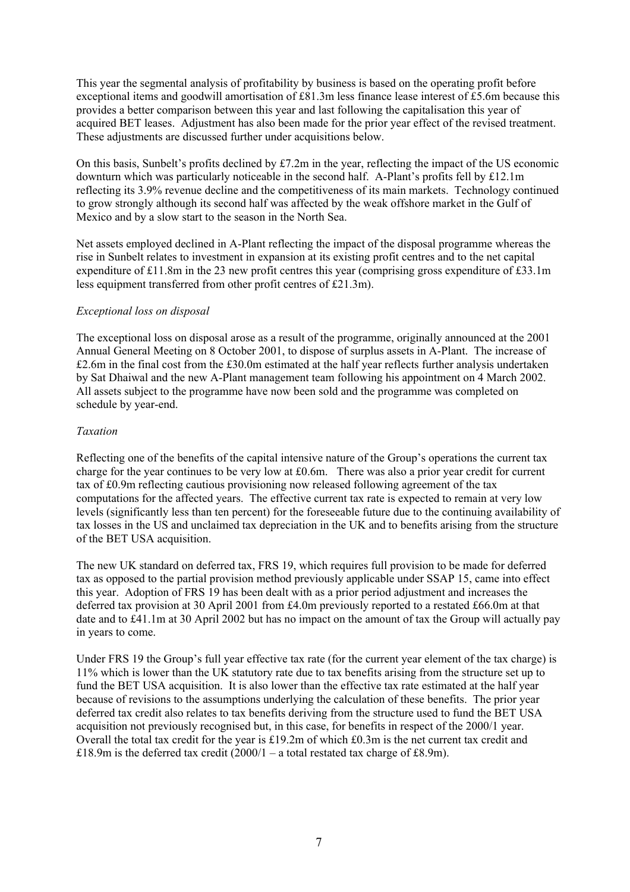This year the segmental analysis of profitability by business is based on the operating profit before exceptional items and goodwill amortisation of £81.3m less finance lease interest of £5.6m because this provides a better comparison between this year and last following the capitalisation this year of acquired BET leases. Adjustment has also been made for the prior year effect of the revised treatment. These adjustments are discussed further under acquisitions below.

On this basis, Sunbelt's profits declined by £7.2m in the year, reflecting the impact of the US economic downturn which was particularly noticeable in the second half. A-Plant's profits fell by £12.1m reflecting its 3.9% revenue decline and the competitiveness of its main markets. Technology continued to grow strongly although its second half was affected by the weak offshore market in the Gulf of Mexico and by a slow start to the season in the North Sea.

Net assets employed declined in A-Plant reflecting the impact of the disposal programme whereas the rise in Sunbelt relates to investment in expansion at its existing profit centres and to the net capital expenditure of £11.8m in the 23 new profit centres this year (comprising gross expenditure of £33.1m less equipment transferred from other profit centres of £21.3m).

*Exceptional loss on disposal*

The exceptional loss on disposal arose as a result of the programme, originally announced at the 2001 Annual General Meeting on 8 October 2001, to dispose of surplus assets in A-Plant. The increase of £2.6m in the final cost from the £30.0m estimated at the half year reflects further analysis undertaken by Sat Dhaiwal and the new A-Plant management team following his appointment on 4 March 2002. All assets subject to the programme have now been sold and the programme was completed on schedule by year-end.

*Taxation*

Reflecting one of the benefits of the capital intensive nature of the Group's operations the current tax charge for the year continues to be very low at £0.6m. There was also a prior year credit for current tax of £0.9m reflecting cautious provisioning now released following agreement of the tax computations for the affected years. The effective current tax rate is expected to remain at very low levels (significantly less than ten percent) for the foreseeable future due to the continuing availability of tax losses in the US and unclaimed tax depreciation in the UK and to benefits arising from the structure of the BET USA acquisition.

The new UK standard on deferred tax, FRS 19, which requires full provision to be made for deferred tax as opposed to the partial provision method previously applicable under SSAP 15, came into effect this year. Adoption of FRS 19 has been dealt with as a prior period adjustment and increases the deferred tax provision at 30 April 2001 from £4.0m previously reported to a restated £66.0m at that date and to £41.1m at 30 April 2002 but has no impact on the amount of tax the Group will actually pay in years to come.

Under FRS 19 the Group's full year effective tax rate (for the current year element of the tax charge) is 11% which is lower than the UK statutory rate due to tax benefits arising from the structure set up to fund the BET USA acquisition. It is also lower than the effective tax rate estimated at the half year because of revisions to the assumptions underlying the calculation of these benefits. The prior year deferred tax credit also relates to tax benefits deriving from the structure used to fund the BET USA acquisition not previously recognised but, in this case, for benefits in respect of the 2000/1 year. Overall the total tax credit for the year is £19.2m of which £0.3m is the net current tax credit and £18.9m is the deferred tax credit (2000/1 – a total restated tax charge of £8.9m).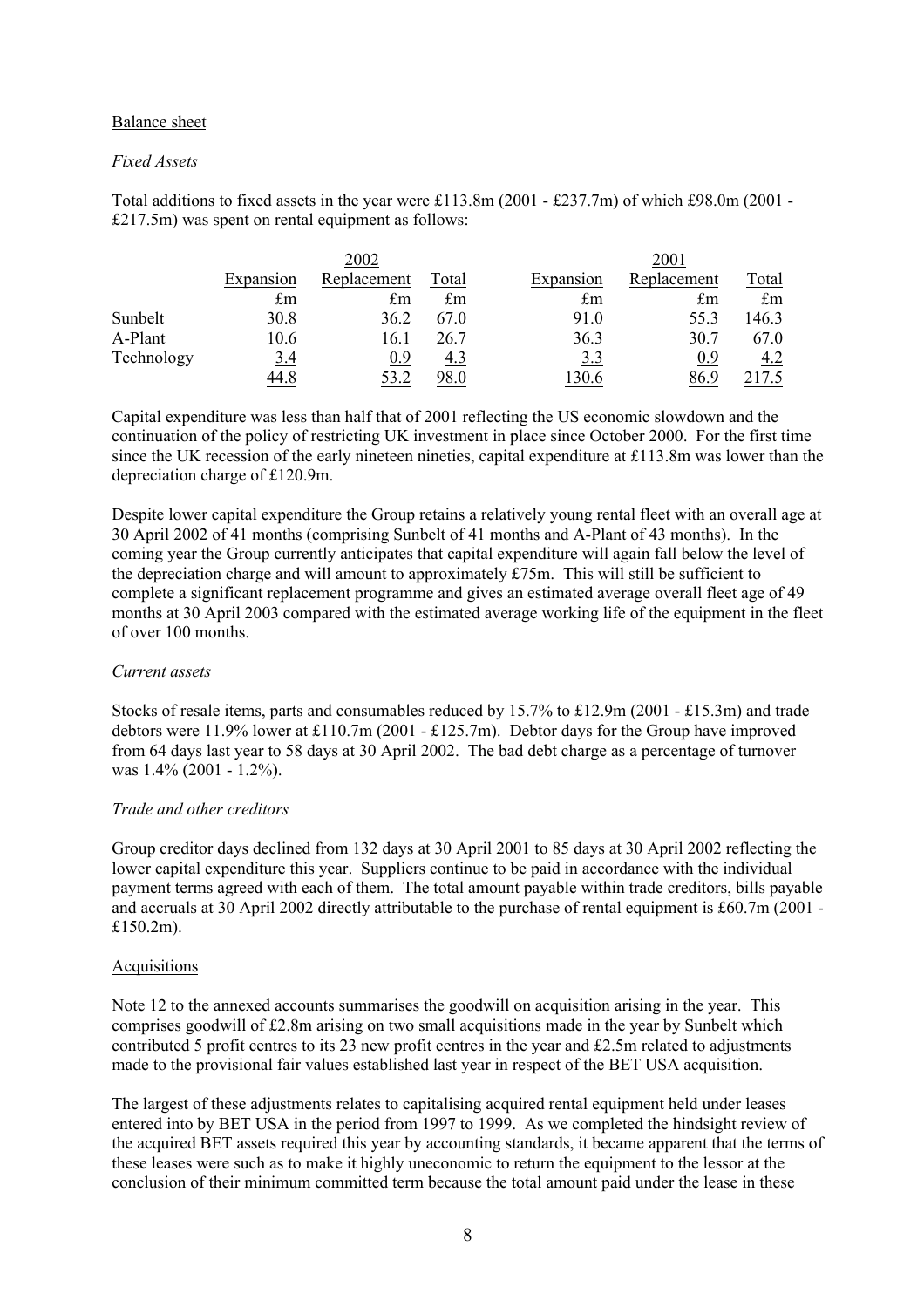Balance sheet

*Fixed Assets*

Total additions to fixed assets in the year were £113.8m (2001 - £237.7m) of which £98.0m (2001 - £217.5m) was spent on rental equipment as follows:

| | 2002 | | | 2001 | | |
|---|---|---|---|---|---|---|
| | Expansion | Replacement | Total | Expansion | Replacement | Total |
| | £m | £m | £m | £m | £m | £m |
| Sunbelt | 30.8 | 36.2 | 67.0 | 91.0 | 55.3 | 146.3 |
| A-Plant | 10.6 | 16.1 | 26.7 | 36.3 | 30.7 | 67.0 |
| Technology | 3.4 | 0.9 | 4.3 | 3.3 | 0.9 | 4.2 |
| | 44.8 | 53.2 | 98.0 | 130.6 | 86.9 | 217.5 |

Capital expenditure was less than half that of 2001 reflecting the US economic slowdown and the continuation of the policy of restricting UK investment in place since October 2000. For the first time since the UK recession of the early nineteen nineties, capital expenditure at £113.8m was lower than the depreciation charge of £120.9m.

Despite lower capital expenditure the Group retains a relatively young rental fleet with an overall age at 30 April 2002 of 41 months (comprising Sunbelt of 41 months and A-Plant of 43 months). In the coming year the Group currently anticipates that capital expenditure will again fall below the level of the depreciation charge and will amount to approximately £75m. This will still be sufficient to complete a significant replacement programme and gives an estimated average overall fleet age of 49 months at 30 April 2003 compared with the estimated average working life of the equipment in the fleet of over 100 months.

*Current assets*

Stocks of resale items, parts and consumables reduced by 15.7% to £12.9m (2001 - £15.3m) and trade debtors were 11.9% lower at £110.7m (2001 - £125.7m). Debtor days for the Group have improved from 64 days last year to 58 days at 30 April 2002. The bad debt charge as a percentage of turnover was 1.4% (2001 - 1.2%).

*Trade and other creditors*

Group creditor days declined from 132 days at 30 April 2001 to 85 days at 30 April 2002 reflecting the lower capital expenditure this year. Suppliers continue to be paid in accordance with the individual payment terms agreed with each of them. The total amount payable within trade creditors, bills payable and accruals at 30 April 2002 directly attributable to the purchase of rental equipment is £60.7m (2001 - £150.2m).

Acquisitions

Note 12 to the annexed accounts summarises the goodwill on acquisition arising in the year. This comprises goodwill of £2.8m arising on two small acquisitions made in the year by Sunbelt which contributed 5 profit centres to its 23 new profit centres in the year and £2.5m related to adjustments made to the provisional fair values established last year in respect of the BET USA acquisition.

The largest of these adjustments relates to capitalising acquired rental equipment held under leases entered into by BET USA in the period from 1997 to 1999. As we completed the hindsight review of the acquired BET assets required this year by accounting standards, it became apparent that the terms of these leases were such as to make it highly uneconomic to return the equipment to the lessor at the conclusion of their minimum committed term because the total amount paid under the lease in these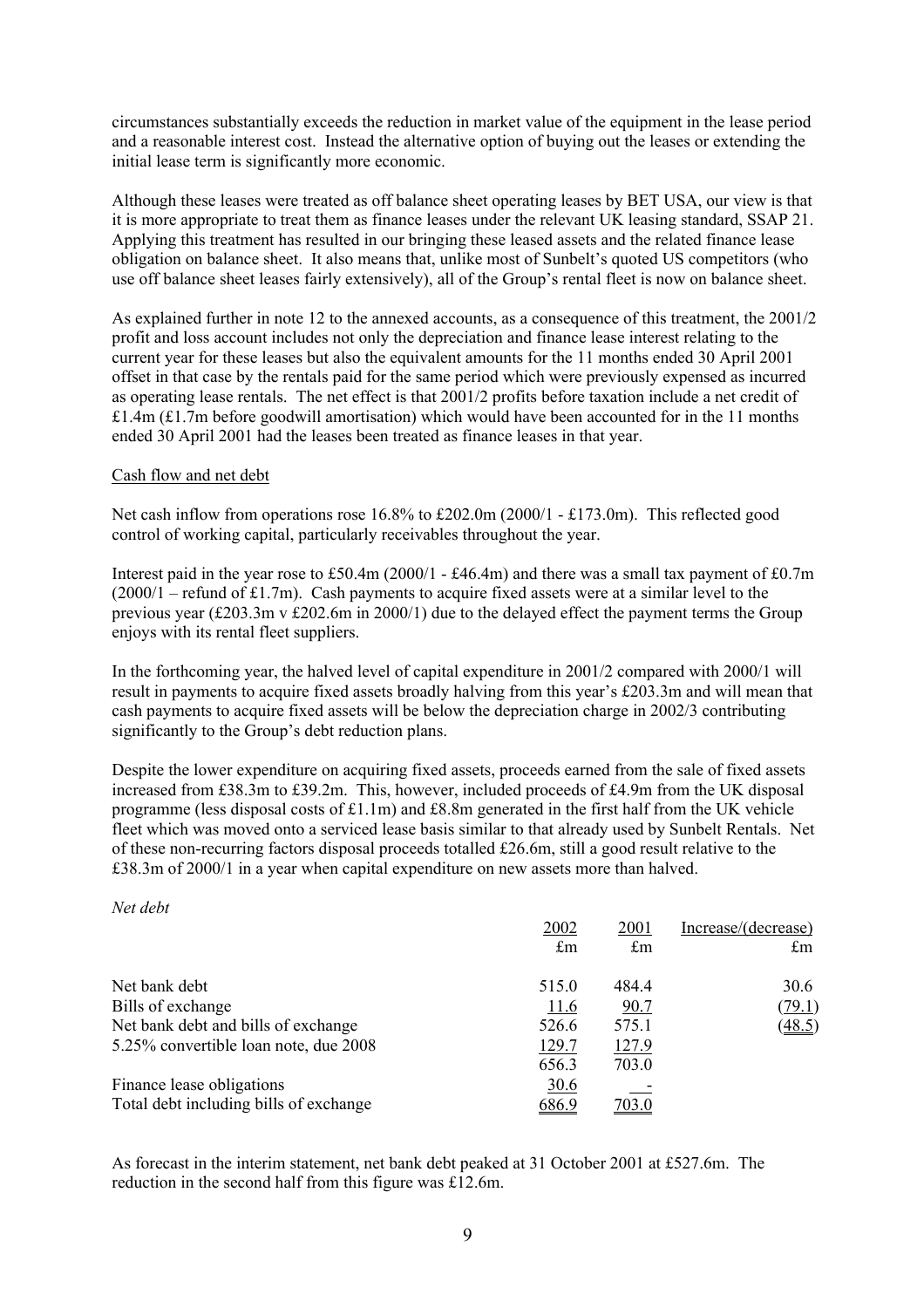circumstances substantially exceeds the reduction in market value of the equipment in the lease period and a reasonable interest cost. Instead the alternative option of buying out the leases or extending the initial lease term is significantly more economic.

Although these leases were treated as off balance sheet operating leases by BET USA, our view is that it is more appropriate to treat them as finance leases under the relevant UK leasing standard, SSAP 21. Applying this treatment has resulted in our bringing these leased assets and the related finance lease obligation on balance sheet. It also means that, unlike most of Sunbelt's quoted US competitors (who use off balance sheet leases fairly extensively), all of the Group's rental fleet is now on balance sheet.

As explained further in note 12 to the annexed accounts, as a consequence of this treatment, the 2001/2 profit and loss account includes not only the depreciation and finance lease interest relating to the current year for these leases but also the equivalent amounts for the 11 months ended 30 April 2001 offset in that case by the rentals paid for the same period which were previously expensed as incurred as operating lease rentals. The net effect is that 2001/2 profits before taxation include a net credit of £1.4m (£1.7m before goodwill amortisation) which would have been accounted for in the 11 months ended 30 April 2001 had the leases been treated as finance leases in that year.

Cash flow and net debt

Net cash inflow from operations rose 16.8% to £202.0m (2000/1 - £173.0m). This reflected good control of working capital, particularly receivables throughout the year.

Interest paid in the year rose to £50.4m (2000/1 - £46.4m) and there was a small tax payment of £0.7m (2000/1 – refund of £1.7m). Cash payments to acquire fixed assets were at a similar level to the previous year (£203.3m v £202.6m in 2000/1) due to the delayed effect the payment terms the Group enjoys with its rental fleet suppliers.

In the forthcoming year, the halved level of capital expenditure in 2001/2 compared with 2000/1 will result in payments to acquire fixed assets broadly halving from this year's £203.3m and will mean that cash payments to acquire fixed assets will be below the depreciation charge in 2002/3 contributing significantly to the Group's debt reduction plans.

Despite the lower expenditure on acquiring fixed assets, proceeds earned from the sale of fixed assets increased from £38.3m to £39.2m. This, however, included proceeds of £4.9m from the UK disposal programme (less disposal costs of £1.1m) and £8.8m generated in the first half from the UK vehicle fleet which was moved onto a serviced lease basis similar to that already used by Sunbelt Rentals. Net of these non-recurring factors disposal proceeds totalled £26.6m, still a good result relative to the £38.3m of 2000/1 in a year when capital expenditure on new assets more than halved.

*Net debt*

| | 2002<br>£m | 2001<br>£m | Increase/(decrease)<br>£m |
|---|---|---|---|
| Net bank debt | 515.0 | 484.4 | 30.6 |
| Bills of exchange | 11.6 | 90.7 | (79.1) |
| Net bank debt and bills of exchange | 526.6 | 575.1 | (48.5) |
| 5.25% convertible loan note, due 2008 | 129.7 | 127.9 | |
| | 656.3 | 703.0 | |
| Finance lease obligations | 30.6 | - | |
| Total debt including bills of exchange | 686.9 | 703.0 | |

As forecast in the interim statement, net bank debt peaked at 31 October 2001 at £527.6m. The reduction in the second half from this figure was £12.6m.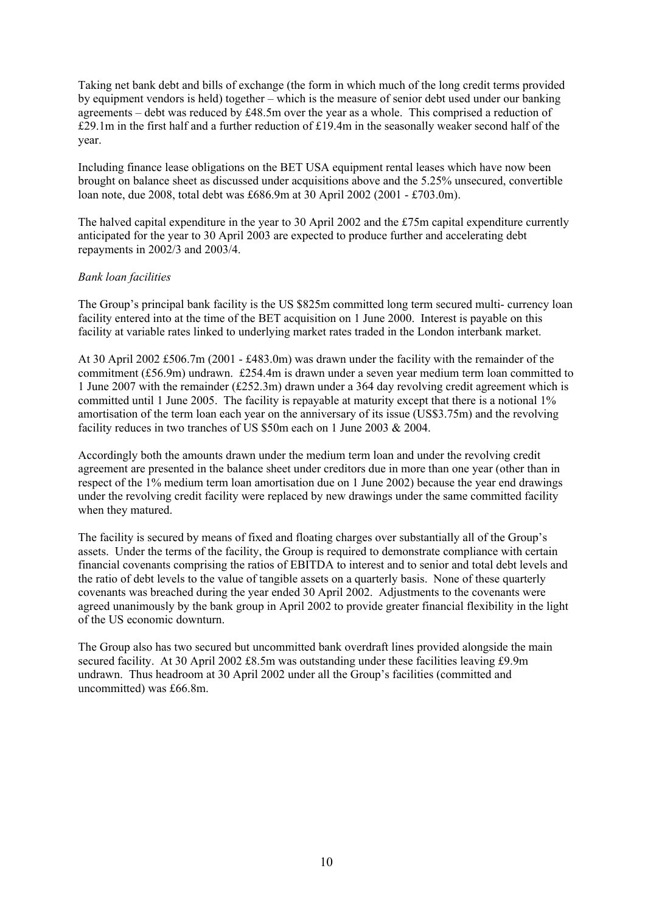Taking net bank debt and bills of exchange (the form in which much of the long credit terms provided by equipment vendors is held) together – which is the measure of senior debt used under our banking agreements – debt was reduced by £48.5m over the year as a whole. This comprised a reduction of £29.1m in the first half and a further reduction of £19.4m in the seasonally weaker second half of the year.

Including finance lease obligations on the BET USA equipment rental leases which have now been brought on balance sheet as discussed under acquisitions above and the 5.25% unsecured, convertible loan note, due 2008, total debt was £686.9m at 30 April 2002 (2001 - £703.0m).

The halved capital expenditure in the year to 30 April 2002 and the £75m capital expenditure currently anticipated for the year to 30 April 2003 are expected to produce further and accelerating debt repayments in 2002/3 and 2003/4.

*Bank loan facilities*

The Group's principal bank facility is the US \$825m committed long term secured multi- currency loan facility entered into at the time of the BET acquisition on 1 June 2000. Interest is payable on this facility at variable rates linked to underlying market rates traded in the London interbank market.

At 30 April 2002 £506.7m (2001 - £483.0m) was drawn under the facility with the remainder of the commitment (£56.9m) undrawn. £254.4m is drawn under a seven year medium term loan committed to 1 June 2007 with the remainder (£252.3m) drawn under a 364 day revolving credit agreement which is committed until 1 June 2005. The facility is repayable at maturity except that there is a notional 1% amortisation of the term loan each year on the anniversary of its issue (US\$3.75m) and the revolving facility reduces in two tranches of US \$50m each on 1 June 2003 & 2004.

Accordingly both the amounts drawn under the medium term loan and under the revolving credit agreement are presented in the balance sheet under creditors due in more than one year (other than in respect of the 1% medium term loan amortisation due on 1 June 2002) because the year end drawings under the revolving credit facility were replaced by new drawings under the same committed facility when they matured.

The facility is secured by means of fixed and floating charges over substantially all of the Group's assets. Under the terms of the facility, the Group is required to demonstrate compliance with certain financial covenants comprising the ratios of EBITDA to interest and to senior and total debt levels and the ratio of debt levels to the value of tangible assets on a quarterly basis. None of these quarterly covenants was breached during the year ended 30 April 2002. Adjustments to the covenants were agreed unanimously by the bank group in April 2002 to provide greater financial flexibility in the light of the US economic downturn.

The Group also has two secured but uncommitted bank overdraft lines provided alongside the main secured facility. At 30 April 2002 £8.5m was outstanding under these facilities leaving £9.9m undrawn. Thus headroom at 30 April 2002 under all the Group's facilities (committed and uncommitted) was £66.8m.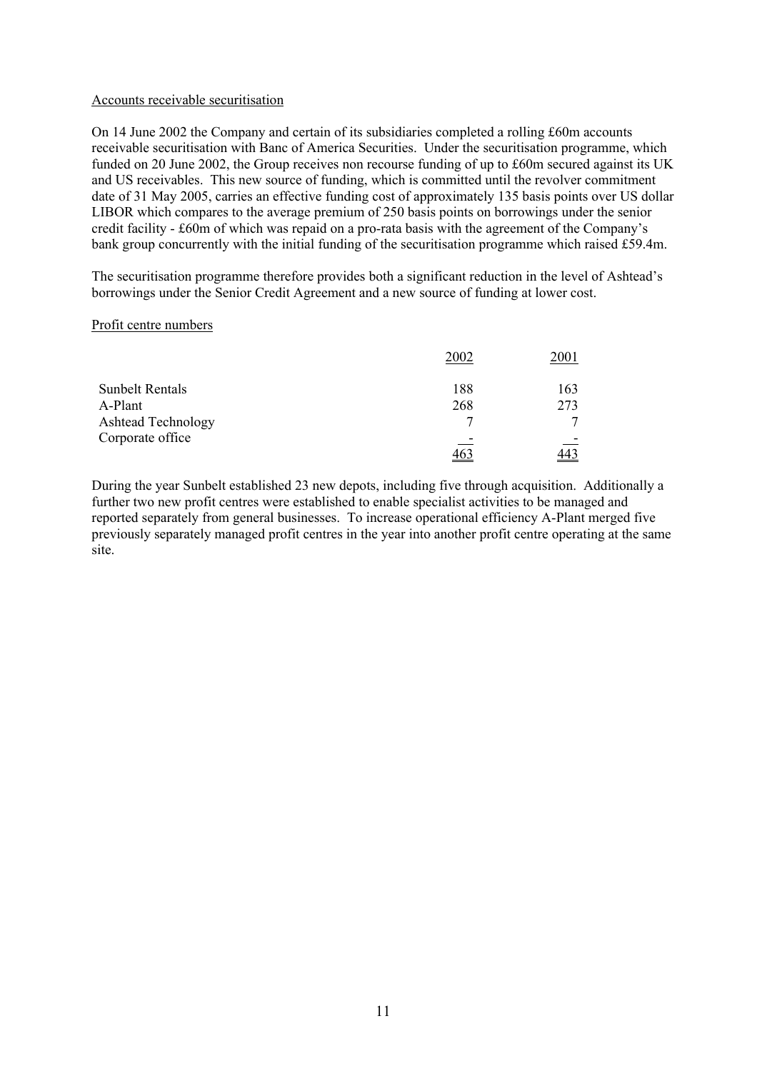## Accounts receivable securitisation

On 14 June 2002 the Company and certain of its subsidiaries completed a rolling £60m accounts receivable securitisation with Banc of America Securities. Under the securitisation programme, which funded on 20 June 2002, the Group receives non recourse funding of up to £60m secured against its UK and US receivables. This new source of funding, which is committed until the revolver commitment date of 31 May 2005, carries an effective funding cost of approximately 135 basis points over US dollar LIBOR which compares to the average premium of 250 basis points on borrowings under the senior credit facility - £60m of which was repaid on a pro-rata basis with the agreement of the Company's bank group concurrently with the initial funding of the securitisation programme which raised £59.4m.

The securitisation programme therefore provides both a significant reduction in the level of Ashtead's borrowings under the Senior Credit Agreement and a new source of funding at lower cost.

## Profit centre numbers

| | 2002 | 2001 |
|---|---|---|
| Sunbelt Rentals | 188 | 163 |
| A-Plant | 268 | 273 |
| Ashtead Technology | 7 | 7 |
| Corporate office | - | - |
| | 463 | 443 |

During the year Sunbelt established 23 new depots, including five through acquisition. Additionally a further two new profit centres were established to enable specialist activities to be managed and reported separately from general businesses. To increase operational efficiency A-Plant merged five previously separately managed profit centres in the year into another profit centre operating at the same site.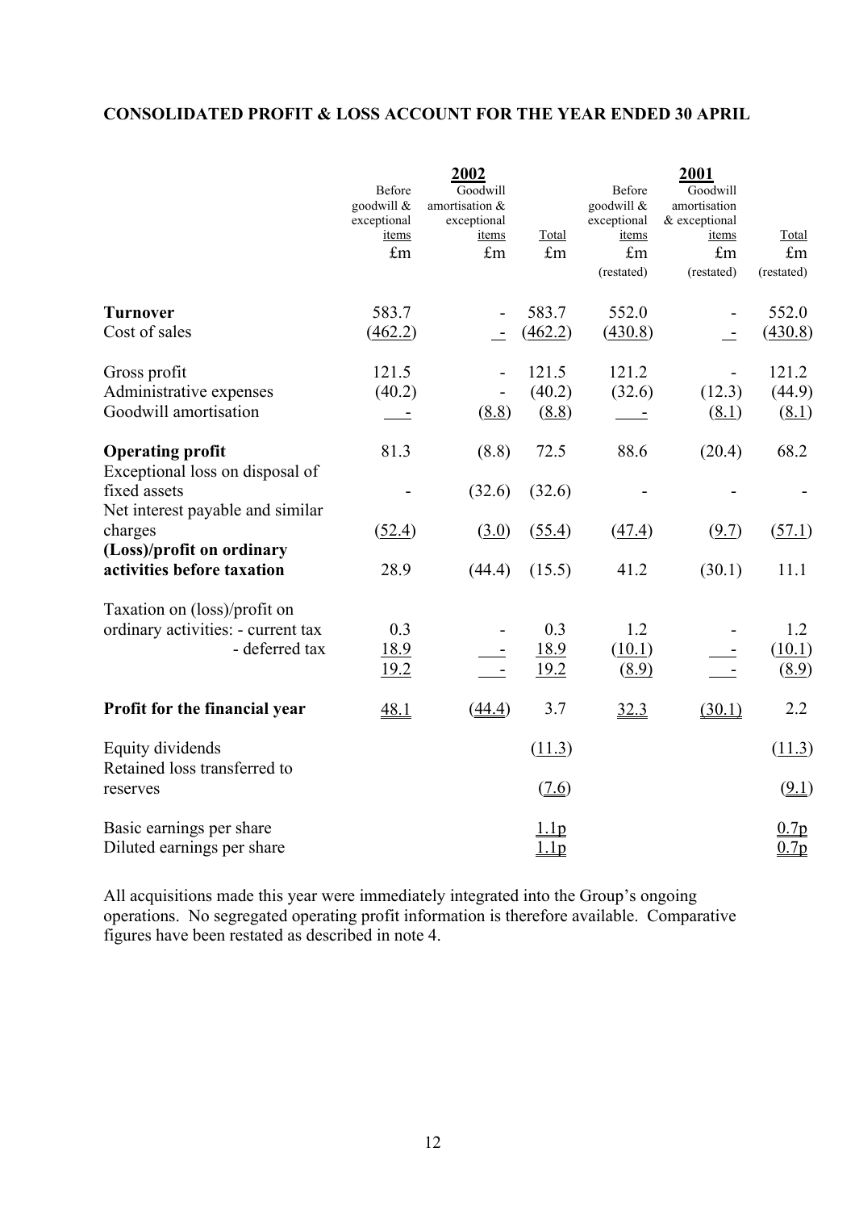## CONSOLIDATED PROFIT & LOSS ACCOUNT FOR THE YEAR ENDED 30 APRIL

| | 2002 | | | 2001 | | |
|---|---|---|---|---|---|---|
| | Before goodwill & exceptional items | Goodwill amortisation & exceptional items | Total | Before goodwill & exceptional items | Goodwill amortisation & exceptional items | Total |
| | £m | £m | £m | £m (restated) | £m (restated) | £m (restated) |
| **Turnover** | 583.7 | - | 583.7 | 552.0 | - | 552.0 |
| Cost of sales | (462.2) | - | (462.2) | (430.8) | - | (430.8) |
| Gross profit | 121.5 | - | 121.5 | 121.2 | - | 121.2 |
| Administrative expenses | (40.2) | - | (40.2) | (32.6) | (12.3) | (44.9) |
| Goodwill amortisation | - | (8.8) | (8.8) | - | (8.1) | (8.1) |
| **Operating profit** | 81.3 | (8.8) | 72.5 | 88.6 | (20.4) | 68.2 |
| Exceptional loss on disposal of fixed assets | - | (32.6) | (32.6) | - | - | - |
| Net interest payable and similar charges | (52.4) | (3.0) | (55.4) | (47.4) | (9.7) | (57.1) |
| **(Loss)/profit on ordinary activities before taxation** | 28.9 | (44.4) | (15.5) | 41.2 | (30.1) | 11.1 |
| Taxation on (loss)/profit on ordinary activities: - current tax | 0.3 | - | 0.3 | 1.2 | - | 1.2 |
| - deferred tax | 18.9 | - | 18.9 | (10.1) | - | (10.1) |
| | 19.2 | - | 19.2 | (8.9) | - | (8.9) |
| **Profit for the financial year** | 48.1 | (44.4) | 3.7 | 32.3 | (30.1) | 2.2 |
| Equity dividends | | | (11.3) | | | (11.3) |
| Retained loss transferred to reserves | | | (7.6) | | | (9.1) |
| Basic earnings per share | | | 1.1p | | | 0.7p |
| Diluted earnings per share | | | 1.1p | | | 0.7p |

All acquisitions made this year were immediately integrated into the Group's ongoing operations. No segregated operating profit information is therefore available. Comparative figures have been restated as described in note 4.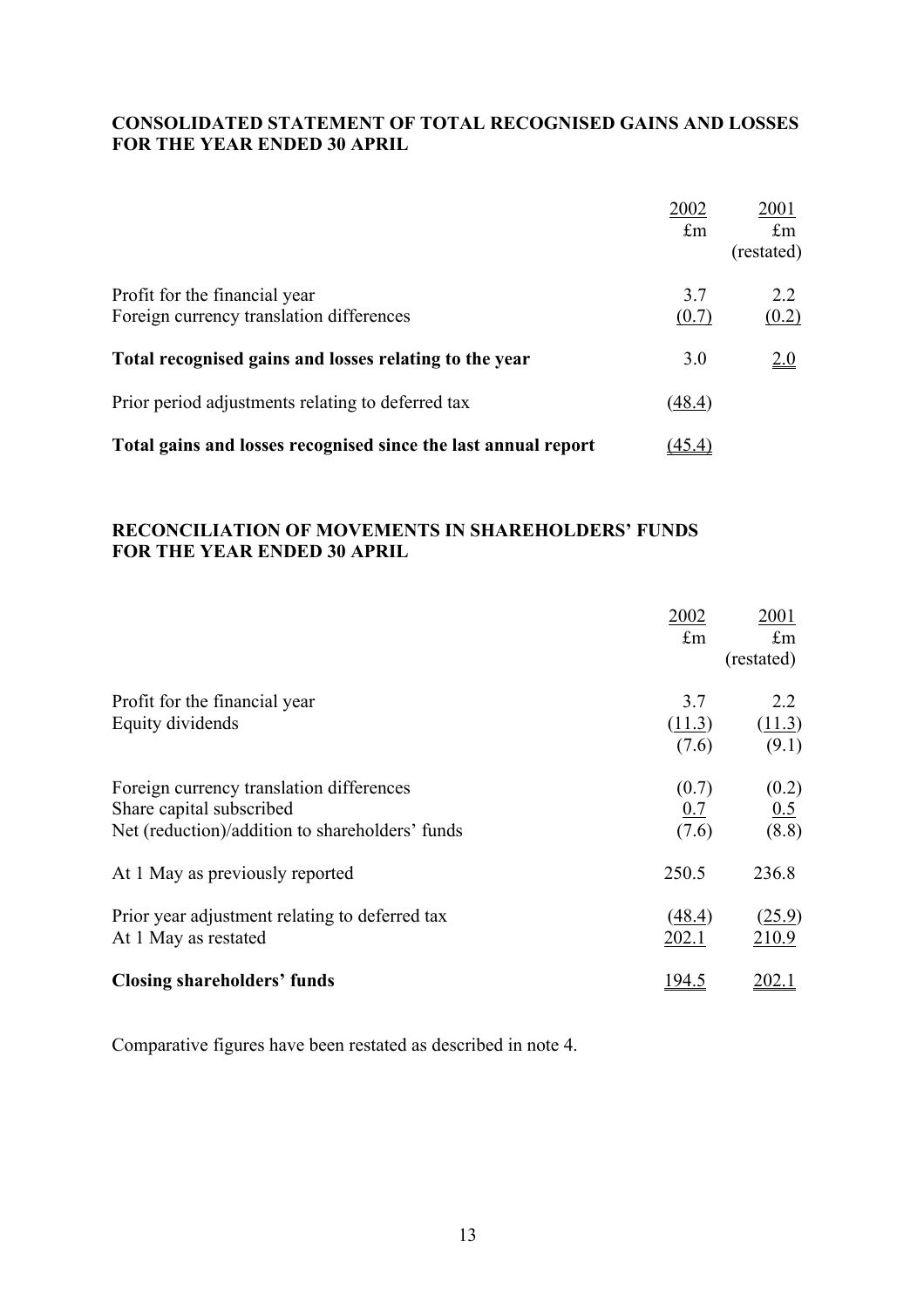**CONSOLIDATED STATEMENT OF TOTAL RECOGNISED GAINS AND LOSSES FOR THE YEAR ENDED 30 APRIL**

| | 2002<br>£m | 2001<br>£m<br>(restated) |
|---|---|---|
| Profit for the financial year | 3.7 | 2.2 |
| Foreign currency translation differences | (0.7) | (0.2) |
| **Total recognised gains and losses relating to the year** | 3.0 | 2.0 |
| Prior period adjustments relating to deferred tax | (48.4) | |
| **Total gains and losses recognised since the last annual report** | (45.4) | |

**RECONCILIATION OF MOVEMENTS IN SHAREHOLDERS' FUNDS FOR THE YEAR ENDED 30 APRIL**

| | 2002<br>£m | 2001<br>£m<br>(restated) |
|---|---|---|
| Profit for the financial year | 3.7 | 2.2 |
| Equity dividends | (11.3) | (11.3) |
| | (7.6) | (9.1) |
| Foreign currency translation differences | (0.7) | (0.2) |
| Share capital subscribed | 0.7 | 0.5 |
| Net (reduction)/addition to shareholders' funds | (7.6) | (8.8) |
| At 1 May as previously reported | 250.5 | 236.8 |
| Prior year adjustment relating to deferred tax | (48.4) | (25.9) |
| At 1 May as restated | 202.1 | 210.9 |
| **Closing shareholders' funds** | 194.5 | 202.1 |

Comparative figures have been restated as described in note 4.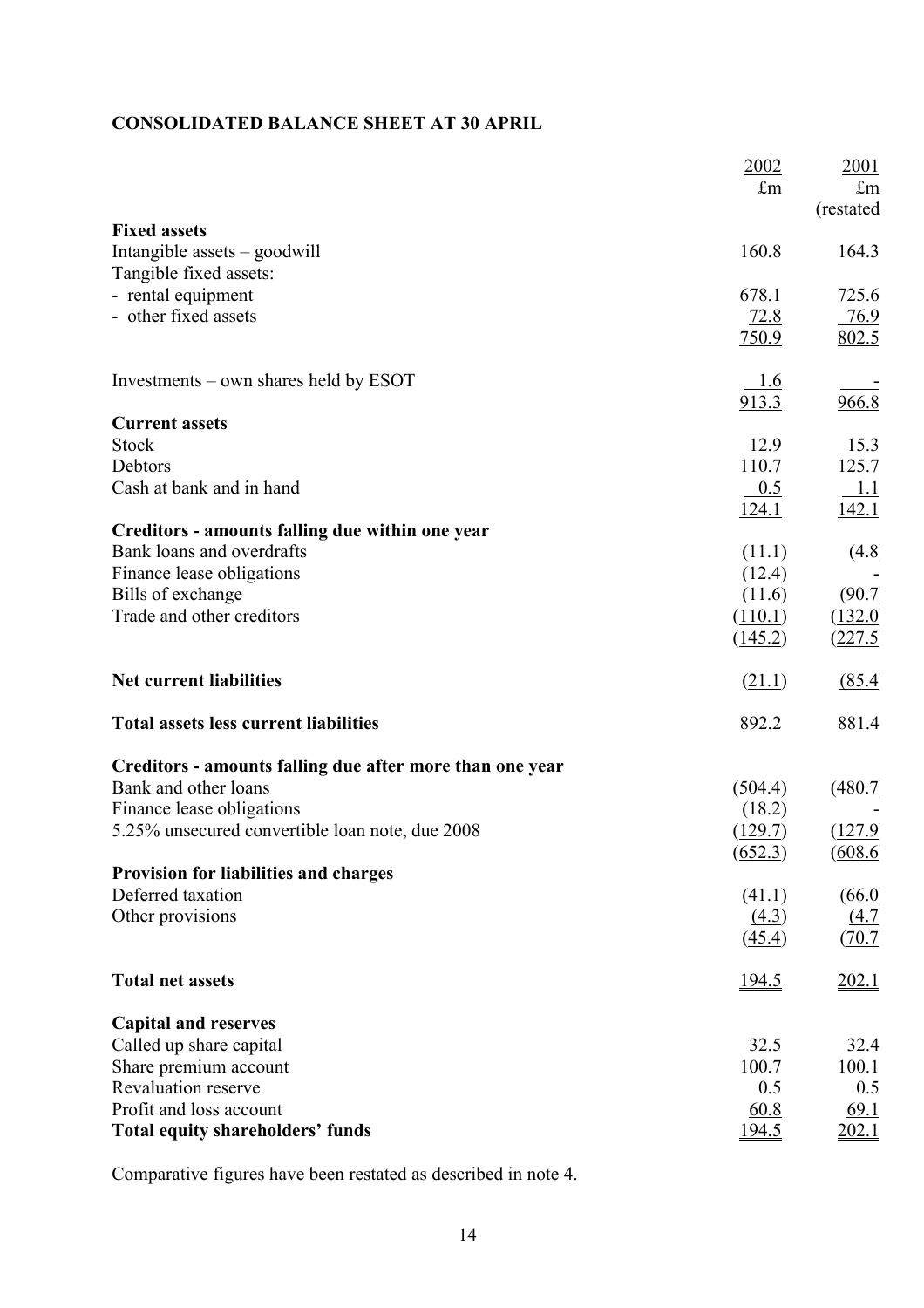## CONSOLIDATED BALANCE SHEET AT 30 APRIL

| | 2002 | 2001 |
|---|---|---|
| | £m | £m |
| | | (restated |
| **Fixed assets** | | |
| Intangible assets – goodwill | 160.8 | 164.3 |
| Tangible fixed assets: | | |
| - rental equipment | 678.1 | 725.6 |
| - other fixed assets | 72.8 | 76.9 |
| | 750.9 | 802.5 |
| Investments – own shares held by ESOT | 1.6 | - |
| | 913.3 | 966.8 |
| **Current assets** | | |
| Stock | 12.9 | 15.3 |
| Debtors | 110.7 | 125.7 |
| Cash at bank and in hand | 0.5 | 1.1 |
| | 124.1 | 142.1 |
| **Creditors - amounts falling due within one year** | | |
| Bank loans and overdrafts | (11.1) | (4.8 |
| Finance lease obligations | (12.4) | - |
| Bills of exchange | (11.6) | (90.7 |
| Trade and other creditors | (110.1) | (132.0 |
| | (145.2) | (227.5 |
| **Net current liabilities** | (21.1) | (85.4 |
| **Total assets less current liabilities** | 892.2 | 881.4 |
| **Creditors - amounts falling due after more than one year** | | |
| Bank and other loans | (504.4) | (480.7 |
| Finance lease obligations | (18.2) | - |
| 5.25% unsecured convertible loan note, due 2008 | (129.7) | (127.9 |
| | (652.3) | (608.6 |
| **Provision for liabilities and charges** | | |
| Deferred taxation | (41.1) | (66.0 |
| Other provisions | (4.3) | (4.7 |
| | (45.4) | (70.7 |
| **Total net assets** | 194.5 | 202.1 |
| **Capital and reserves** | | |
| Called up share capital | 32.5 | 32.4 |
| Share premium account | 100.7 | 100.1 |
| Revaluation reserve | 0.5 | 0.5 |
| Profit and loss account | 60.8 | 69.1 |
| **Total equity shareholders' funds** | 194.5 | 202.1 |

Comparative figures have been restated as described in note 4.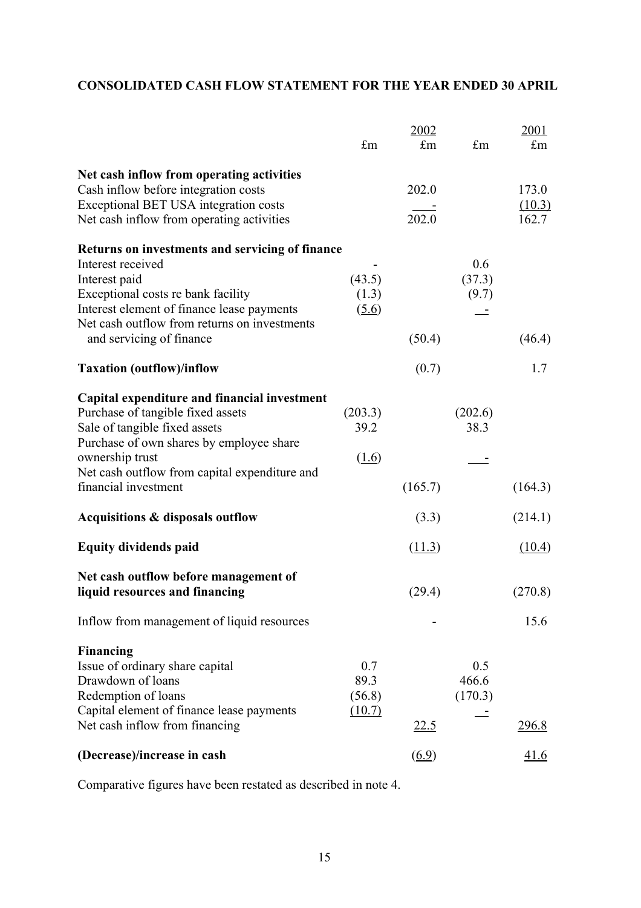## CONSOLIDATED CASH FLOW STATEMENT FOR THE YEAR ENDED 30 APRIL

| | | 2002 | | 2001 |
|---|---|---|---|---|
| | £m | £m | £m | £m |
| **Net cash inflow from operating activities** | | | | |
| Cash inflow before integration costs | | 202.0 | | 173.0 |
| Exceptional BET USA integration costs | | - | | (10.3) |
| Net cash inflow from operating activities | | 202.0 | | 162.7 |
| **Returns on investments and servicing of finance** | | | | |
| Interest received | - | | 0.6 | |
| Interest paid | (43.5) | | (37.3) | |
| Exceptional costs re bank facility | (1.3) | | (9.7) | |
| Interest element of finance lease payments | (5.6) | | - | |
| Net cash outflow from returns on investments and servicing of finance | | (50.4) | | (46.4) |
| **Taxation (outflow)/inflow** | | (0.7) | | 1.7 |
| **Capital expenditure and financial investment** | | | | |
| Purchase of tangible fixed assets | (203.3) | | (202.6) | |
| Sale of tangible fixed assets | 39.2 | | 38.3 | |
| Purchase of own shares by employee share ownership trust | (1.6) | | - | |
| Net cash outflow from capital expenditure and financial investment | | (165.7) | | (164.3) |
| **Acquisitions & disposals outflow** | | (3.3) | | (214.1) |
| **Equity dividends paid** | | (11.3) | | (10.4) |
| **Net cash outflow before management of liquid resources and financing** | | (29.4) | | (270.8) |
| Inflow from management of liquid resources | | - | | 15.6 |
| **Financing** | | | | |
| Issue of ordinary share capital | 0.7 | | 0.5 | |
| Drawdown of loans | 89.3 | | 466.6 | |
| Redemption of loans | (56.8) | | (170.3) | |
| Capital element of finance lease payments | (10.7) | | - | |
| Net cash inflow from financing | | 22.5 | | 296.8 |
| **(Decrease)/increase in cash** | | (6.9) | | 41.6 |

Comparative figures have been restated as described in note 4.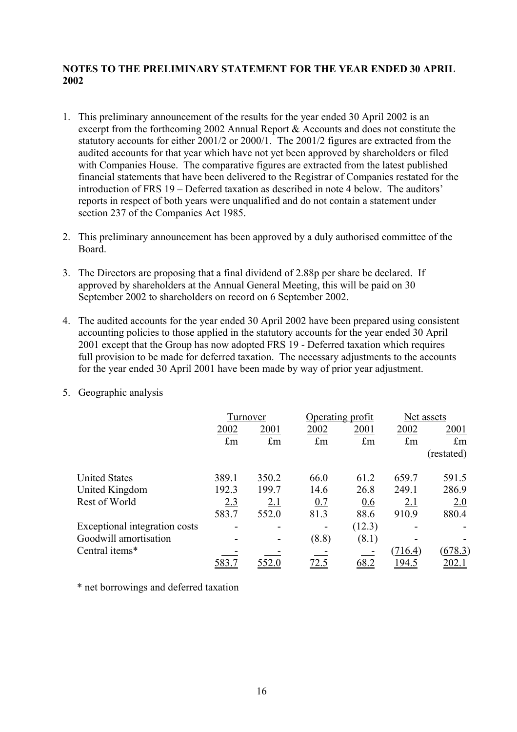**NOTES TO THE PRELIMINARY STATEMENT FOR THE YEAR ENDED 30 APRIL 2002**

1. This preliminary announcement of the results for the year ended 30 April 2002 is an excerpt from the forthcoming 2002 Annual Report & Accounts and does not constitute the statutory accounts for either 2001/2 or 2000/1. The 2001/2 figures are extracted from the audited accounts for that year which have not yet been approved by shareholders or filed with Companies House. The comparative figures are extracted from the latest published financial statements that have been delivered to the Registrar of Companies restated for the introduction of FRS 19 – Deferred taxation as described in note 4 below. The auditors' reports in respect of both years were unqualified and do not contain a statement under section 237 of the Companies Act 1985.

2. This preliminary announcement has been approved by a duly authorised committee of the Board.

3. The Directors are proposing that a final dividend of 2.88p per share be declared. If approved by shareholders at the Annual General Meeting, this will be paid on 30 September 2002 to shareholders on record on 6 September 2002.

4. The audited accounts for the year ended 30 April 2002 have been prepared using consistent accounting policies to those applied in the statutory accounts for the year ended 30 April 2001 except that the Group has now adopted FRS 19 - Deferred taxation which requires full provision to be made for deferred taxation. The necessary adjustments to the accounts for the year ended 30 April 2001 have been made by way of prior year adjustment.

5. Geographic analysis

| | Turnover | | Operating profit | | Net assets | |
|---|---|---|---|---|---|---|
| | 2002 | 2001 | 2002 | 2001 | 2002 | 2001 |
| | £m | £m | £m | £m | £m | £m (restated) |
| United States | 389.1 | 350.2 | 66.0 | 61.2 | 659.7 | 591.5 |
| United Kingdom | 192.3 | 199.7 | 14.6 | 26.8 | 249.1 | 286.9 |
| Rest of World | 2.3 | 2.1 | 0.7 | 0.6 | 2.1 | 2.0 |
| | 583.7 | 552.0 | 81.3 | 88.6 | 910.9 | 880.4 |
| Exceptional integration costs | - | - | - | (12.3) | - | - |
| Goodwill amortisation | - | - | (8.8) | (8.1) | - | - |
| Central items* | - | - | - | - | (716.4) | (678.3) |
| | 583.7 | 552.0 | 72.5 | 68.2 | 194.5 | 202.1 |

\* net borrowings and deferred taxation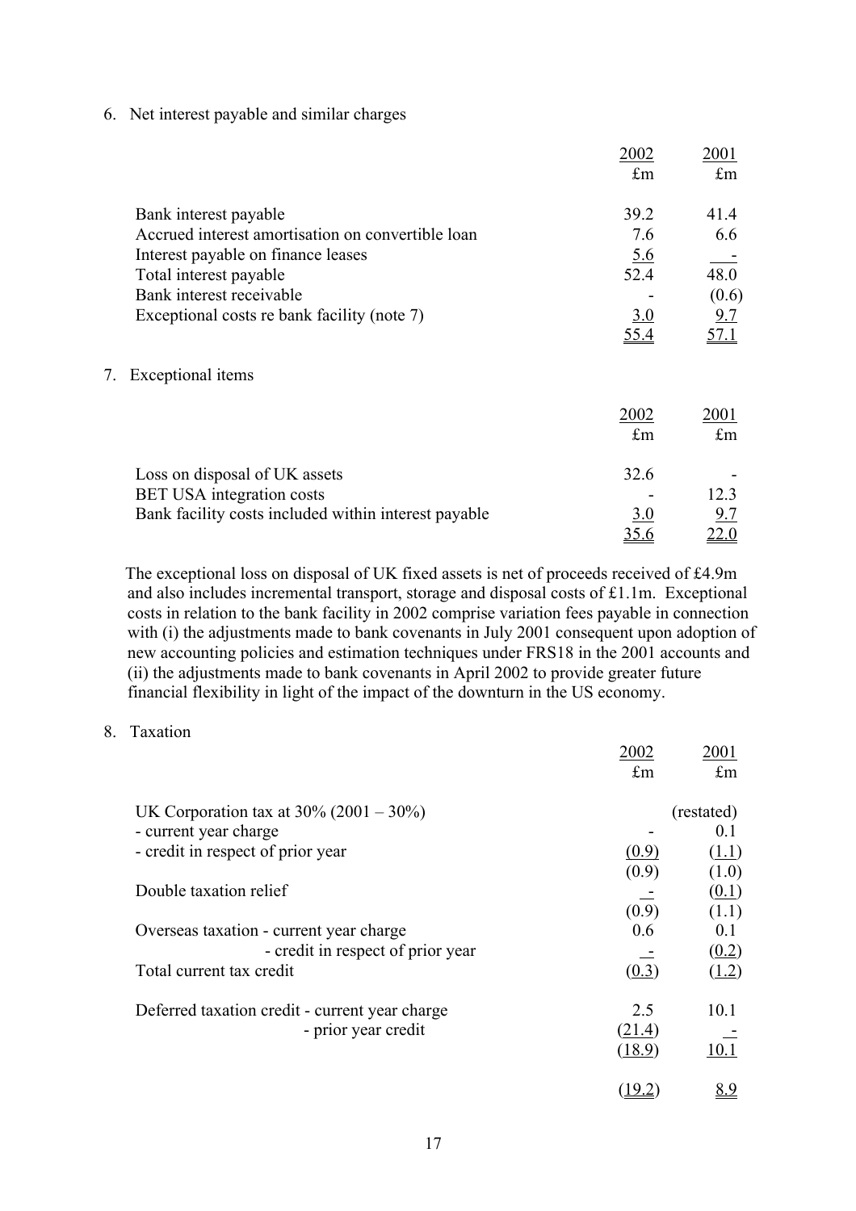6. Net interest payable and similar charges

| | 2002 | 2001 |
|---|---|---|
| | £m | £m |
| Bank interest payable | 39.2 | 41.4 |
| Accrued interest amortisation on convertible loan | 7.6 | 6.6 |
| Interest payable on finance leases | 5.6 | - |
| Total interest payable | 52.4 | 48.0 |
| Bank interest receivable | - | (0.6) |
| Exceptional costs re bank facility (note 7) | 3.0 | 9.7 |
| | 55.4 | 57.1 |

7. Exceptional items

| | 2002 | 2001 |
|---|---|---|
| | £m | £m |
| Loss on disposal of UK assets | 32.6 | - |
| BET USA integration costs | - | 12.3 |
| Bank facility costs included within interest payable | 3.0 | 9.7 |
| | 35.6 | 22.0 |

The exceptional loss on disposal of UK fixed assets is net of proceeds received of £4.9m and also includes incremental transport, storage and disposal costs of £1.1m. Exceptional costs in relation to the bank facility in 2002 comprise variation fees payable in connection with (i) the adjustments made to bank covenants in July 2001 consequent upon adoption of new accounting policies and estimation techniques under FRS18 in the 2001 accounts and (ii) the adjustments made to bank covenants in April 2002 to provide greater future financial flexibility in light of the impact of the downturn in the US economy.

8. Taxation

| | 2002 | 2001 |
|---|---|---|
| | £m | £m |
| UK Corporation tax at 30% (2001 – 30%) | | (restated) |
| - current year charge | - | 0.1 |
| - credit in respect of prior year | (0.9) | (1.1) |
| | (0.9) | (1.0) |
| Double taxation relief | - | (0.1) |
| | (0.9) | (1.1) |
| Overseas taxation - current year charge | 0.6 | 0.1 |
| - credit in respect of prior year | - | (0.2) |
| Total current tax credit | (0.3) | (1.2) |
| | | |
| Deferred taxation credit - current year charge | 2.5 | 10.1 |
| - prior year credit | (21.4) | - |
| | (18.9) | 10.1 |
| | | |
| | (19.2) | 8.9 |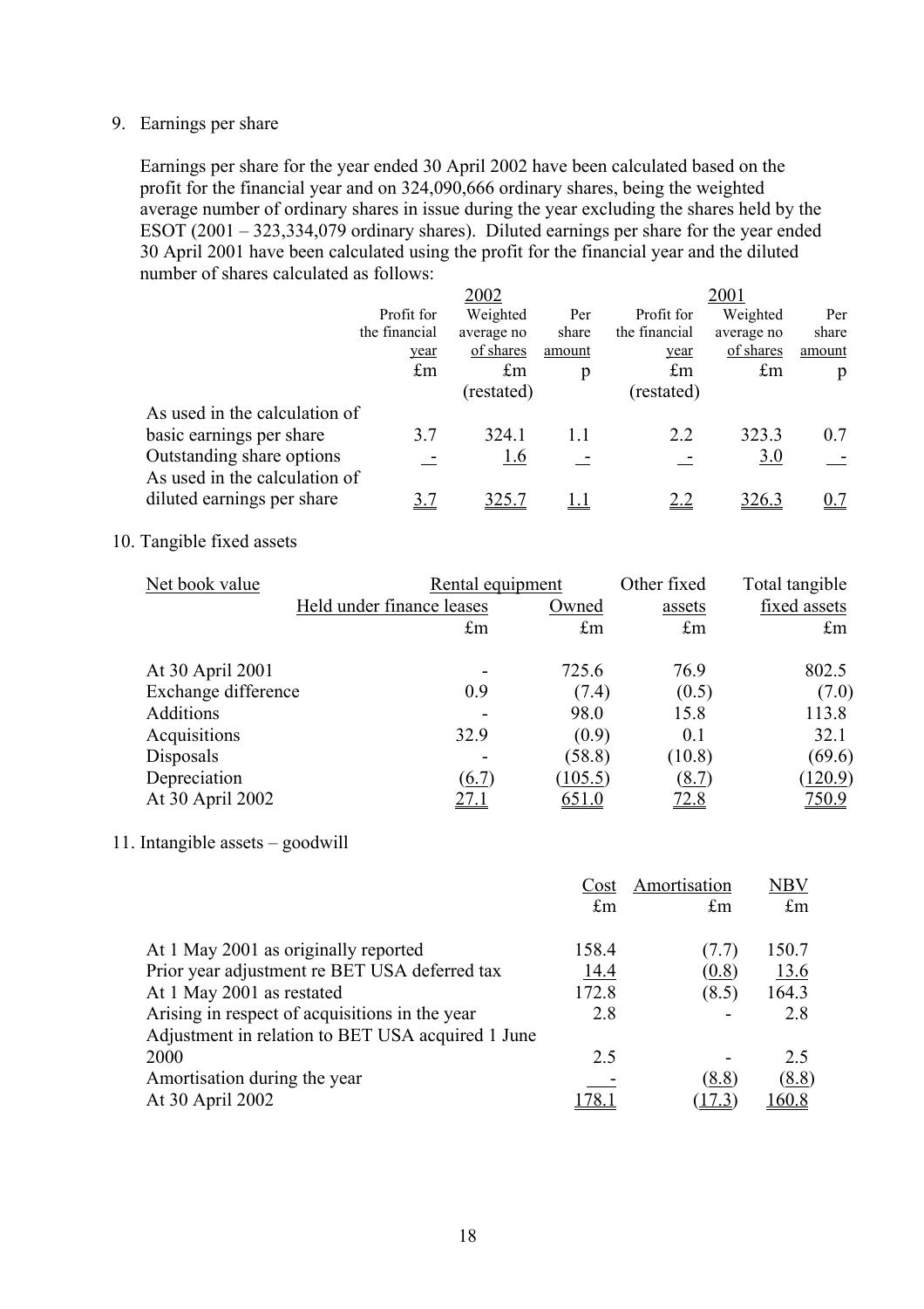9. Earnings per share

Earnings per share for the year ended 30 April 2002 have been calculated based on the profit for the financial year and on 324,090,666 ordinary shares, being the weighted average number of ordinary shares in issue during the year excluding the shares held by the ESOT (2001 – 323,334,079 ordinary shares). Diluted earnings per share for the year ended 30 April 2001 have been calculated using the profit for the financial year and the diluted number of shares calculated as follows:

| | 2002 | | | 2001 | | |
|---|---|---|---|---|---|---|
| | Profit for the financial year | Weighted average no of shares | Per share amount | Profit for the financial year | Weighted average no of shares | Per share amount |
| | £m | £m (restated) | p | £m (restated) | £m | p |
| As used in the calculation of basic earnings per share | 3.7 | 324.1 | 1.1 | 2.2 | 323.3 | 0.7 |
| Outstanding share options | - | 1.6 | - | - | 3.0 | - |
| As used in the calculation of diluted earnings per share | 3.7 | 325.7 | 1.1 | 2.2 | 326.3 | 0.7 |

10. Tangible fixed assets

| Net book value | Rental equipment | | Other fixed assets | Total tangible fixed assets |
|---|---|---|---|---|
| | Held under finance leases | Owned | | |
| | £m | £m | £m | £m |
| At 30 April 2001 | - | 725.6 | 76.9 | 802.5 |
| Exchange difference | 0.9 | (7.4) | (0.5) | (7.0) |
| Additions | - | 98.0 | 15.8 | 113.8 |
| Acquisitions | 32.9 | (0.9) | 0.1 | 32.1 |
| Disposals | - | (58.8) | (10.8) | (69.6) |
| Depreciation | (6.7) | (105.5) | (8.7) | (120.9) |
| At 30 April 2002 | 27.1 | 651.0 | 72.8 | 750.9 |

11. Intangible assets – goodwill

| | Cost | Amortisation | NBV |
|---|---|---|---|
| | £m | £m | £m |
| At 1 May 2001 as originally reported | 158.4 | (7.7) | 150.7 |
| Prior year adjustment re BET USA deferred tax | 14.4 | (0.8) | 13.6 |
| At 1 May 2001 as restated | 172.8 | (8.5) | 164.3 |
| Arising in respect of acquisitions in the year | 2.8 | - | 2.8 |
| Adjustment in relation to BET USA acquired 1 June 2000 | 2.5 | - | 2.5 |
| Amortisation during the year | - | (8.8) | (8.8) |
| At 30 April 2002 | 178.1 | (17.3) | 160.8 |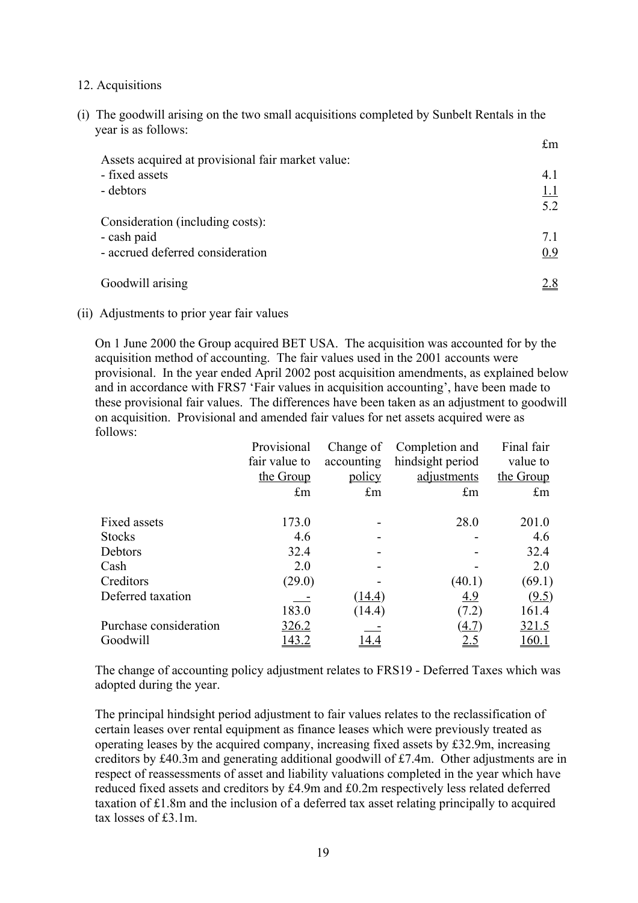12. Acquisitions

(i) The goodwill arising on the two small acquisitions completed by Sunbelt Rentals in the year is as follows:

| | £m |
|---|---|
| Assets acquired at provisional fair market value: | |
| - fixed assets | 4.1 |
| - debtors | 1.1 |
| | 5.2 |
| Consideration (including costs): | |
| - cash paid | 7.1 |
| - accrued deferred consideration | 0.9 |
| | |
| Goodwill arising | 2.8 |

(ii) Adjustments to prior year fair values

On 1 June 2000 the Group acquired BET USA. The acquisition was accounted for by the acquisition method of accounting. The fair values used in the 2001 accounts were provisional. In the year ended April 2002 post acquisition amendments, as explained below and in accordance with FRS7 'Fair values in acquisition accounting', have been made to these provisional fair values. The differences have been taken as an adjustment to goodwill on acquisition. Provisional and amended fair values for net assets acquired were as follows:

| | Provisional fair value to the Group | Change of accounting policy | Completion and hindsight period adjustments | Final fair value to the Group |
|---|---|---|---|---|
| | £m | £m | £m | £m |
| Fixed assets | 173.0 | - | 28.0 | 201.0 |
| Stocks | 4.6 | - | - | 4.6 |
| Debtors | 32.4 | - | - | 32.4 |
| Cash | 2.0 | - | - | 2.0 |
| Creditors | (29.0) | - | (40.1) | (69.1) |
| Deferred taxation | - | (14.4) | 4.9 | (9.5) |
| | 183.0 | (14.4) | (7.2) | 161.4 |
| Purchase consideration | 326.2 | - | (4.7) | 321.5 |
| Goodwill | 143.2 | 14.4 | 2.5 | 160.1 |

The change of accounting policy adjustment relates to FRS19 - Deferred Taxes which was adopted during the year.

The principal hindsight period adjustment to fair values relates to the reclassification of certain leases over rental equipment as finance leases which were previously treated as operating leases by the acquired company, increasing fixed assets by £32.9m, increasing creditors by £40.3m and generating additional goodwill of £7.4m. Other adjustments are in respect of reassessments of asset and liability valuations completed in the year which have reduced fixed assets and creditors by £4.9m and £0.2m respectively less related deferred taxation of £1.8m and the inclusion of a deferred tax asset relating principally to acquired tax losses of £3.1m.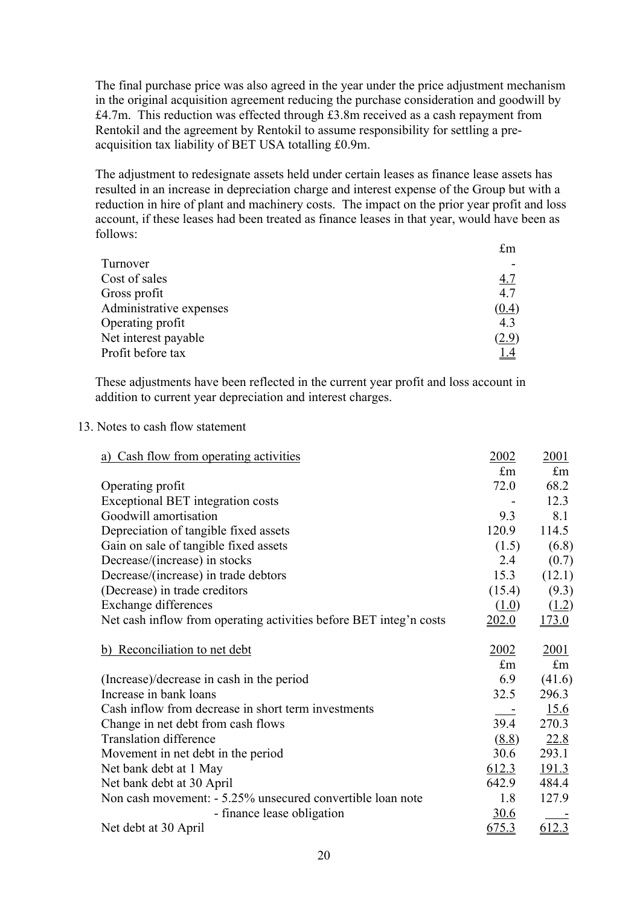The final purchase price was also agreed in the year under the price adjustment mechanism in the original acquisition agreement reducing the purchase consideration and goodwill by £4.7m. This reduction was effected through £3.8m received as a cash repayment from Rentokil and the agreement by Rentokil to assume responsibility for settling a pre-acquisition tax liability of BET USA totalling £0.9m.

The adjustment to redesignate assets held under certain leases as finance lease assets has resulted in an increase in depreciation charge and interest expense of the Group but with a reduction in hire of plant and machinery costs. The impact on the prior year profit and loss account, if these leases had been treated as finance leases in that year, would have been as follows:

| | £m |
|---|---|
| Turnover | - |
| Cost of sales | 4.7 |
| Gross profit | 4.7 |
| Administrative expenses | (0.4) |
| Operating profit | 4.3 |
| Net interest payable | (2.9) |
| Profit before tax | 1.4 |

These adjustments have been reflected in the current year profit and loss account in addition to current year depreciation and interest charges.

13. Notes to cash flow statement

| a) Cash flow from operating activities | 2002 | 2001 |
|---|---|---|
| | £m | £m |
| Operating profit | 72.0 | 68.2 |
| Exceptional BET integration costs | - | 12.3 |
| Goodwill amortisation | 9.3 | 8.1 |
| Depreciation of tangible fixed assets | 120.9 | 114.5 |
| Gain on sale of tangible fixed assets | (1.5) | (6.8) |
| Decrease/(increase) in stocks | 2.4 | (0.7) |
| Decrease/(increase) in trade debtors | 15.3 | (12.1) |
| (Decrease) in trade creditors | (15.4) | (9.3) |
| Exchange differences | (1.0) | (1.2) |
| Net cash inflow from operating activities before BET integ'n costs | 202.0 | 173.0 |

| b) Reconciliation to net debt | 2002 | 2001 |
|---|---|---|
| | £m | £m |
| (Increase)/decrease in cash in the period | 6.9 | (41.6) |
| Increase in bank loans | 32.5 | 296.3 |
| Cash inflow from decrease in short term investments | - | 15.6 |
| Change in net debt from cash flows | 39.4 | 270.3 |
| Translation difference | (8.8) | 22.8 |
| Movement in net debt in the period | 30.6 | 293.1 |
| Net bank debt at 1 May | 612.3 | 191.3 |
| Net bank debt at 30 April | 642.9 | 484.4 |
| Non cash movement: - 5.25% unsecured convertible loan note | 1.8 | 127.9 |
| - finance lease obligation | 30.6 | - |
| Net debt at 30 April | 675.3 | 612.3 |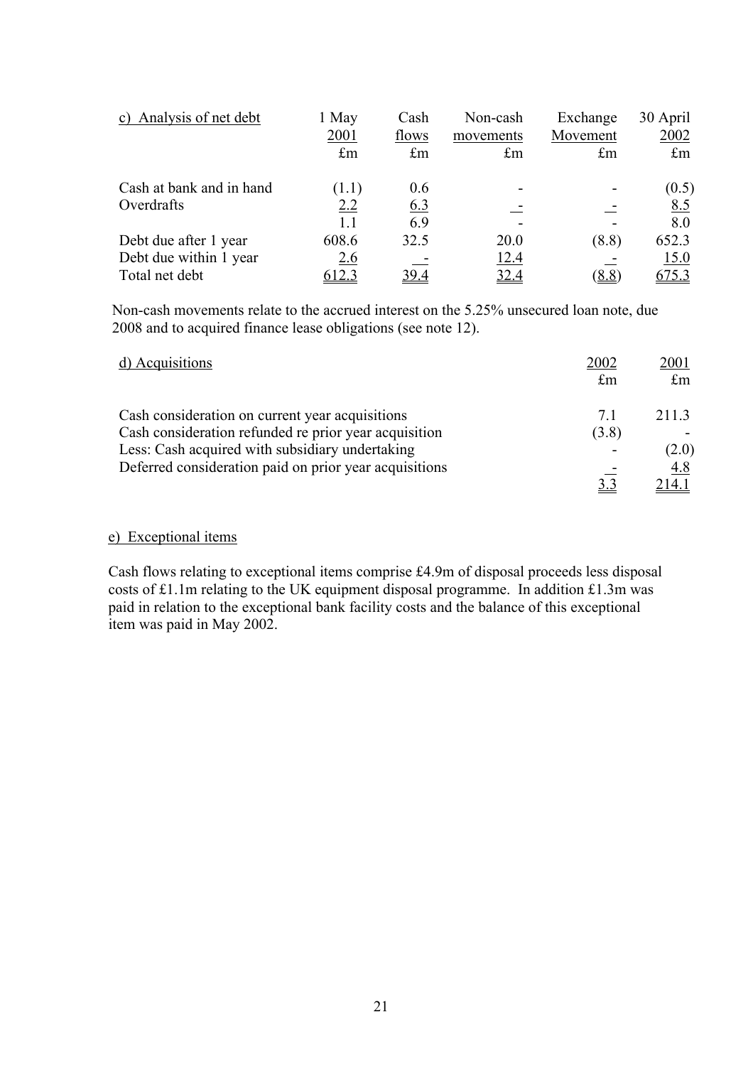| c) Analysis of net debt | 1 May 2001 £m | Cash flows £m | Non-cash movements £m | Exchange Movement £m | 30 April 2002 £m |
|---|---|---|---|---|---|
| Cash at bank and in hand | (1.1) | 0.6 | - | - | (0.5) |
| Overdrafts | 2.2 | 6.3 | - | - | 8.5 |
| | 1.1 | 6.9 | - | - | 8.0 |
| Debt due after 1 year | 608.6 | 32.5 | 20.0 | (8.8) | 652.3 |
| Debt due within 1 year | 2.6 | - | 12.4 | - | 15.0 |
| Total net debt | 612.3 | 39.4 | 32.4 | (8.8) | 675.3 |

Non-cash movements relate to the accrued interest on the 5.25% unsecured loan note, due 2008 and to acquired finance lease obligations (see note 12).

| d) Acquisitions | 2002 £m | 2001 £m |
|---|---|---|
| Cash consideration on current year acquisitions | 7.1 | 211.3 |
| Cash consideration refunded re prior year acquisition | (3.8) | - |
| Less: Cash acquired with subsidiary undertaking | - | (2.0) |
| Deferred consideration paid on prior year acquisitions | - | 4.8 |
| | 3.3 | 214.1 |

e) Exceptional items

Cash flows relating to exceptional items comprise £4.9m of disposal proceeds less disposal costs of £1.1m relating to the UK equipment disposal programme. In addition £1.3m was paid in relation to the exceptional bank facility costs and the balance of this exceptional item was paid in May 2002.